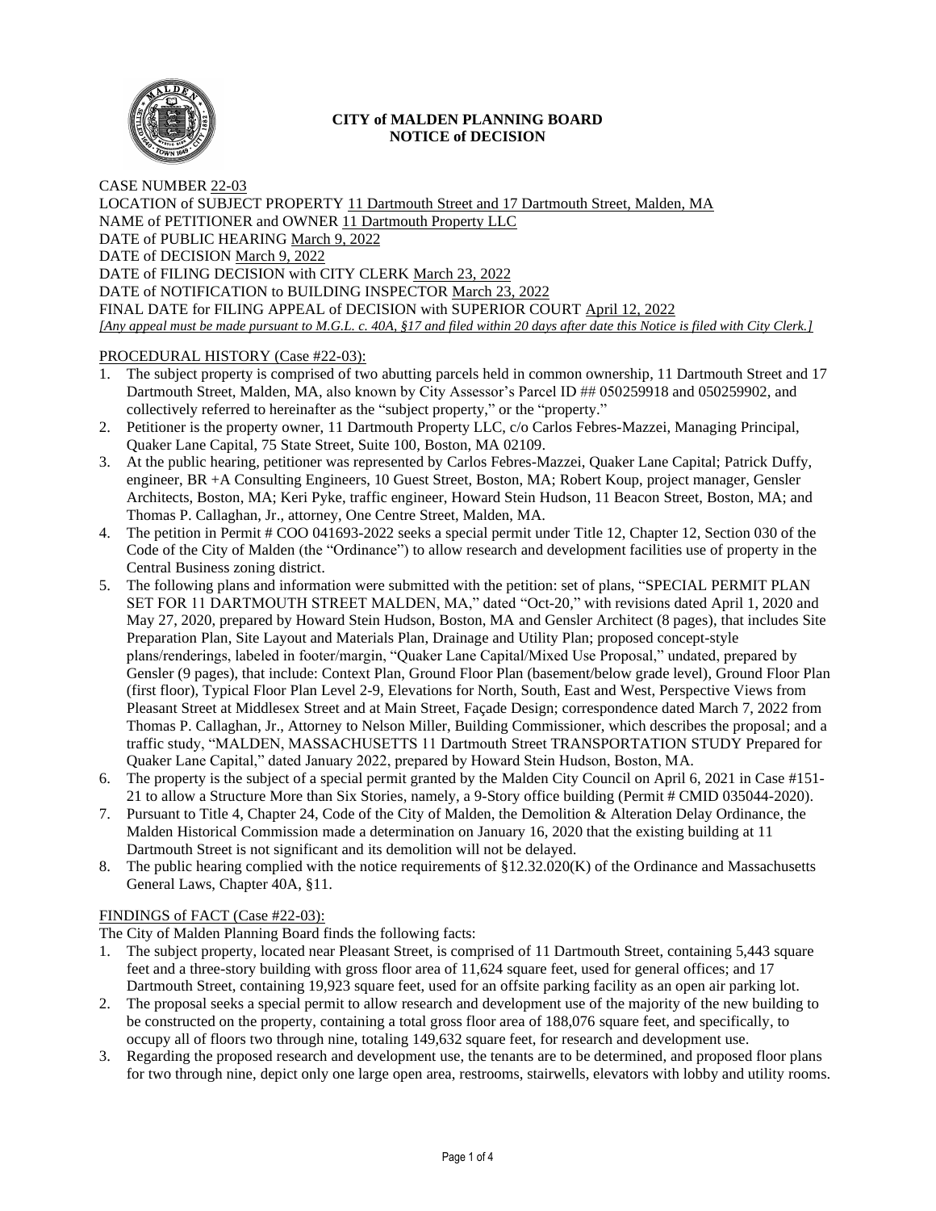# CITY of MALDEN PLANNING BOARD
## NOTICE of DECISION

CASE NUMBER 22-03
LOCATION of SUBJECT PROPERTY 11 Dartmouth Street and 17 Dartmouth Street, Malden, MA
NAME of PETITIONER and OWNER 11 Dartmouth Property LLC
DATE of PUBLIC HEARING March 9, 2022
DATE of DECISION March 9, 2022
DATE of FILING DECISION with CITY CLERK March 23, 2022
DATE of NOTIFICATION to BUILDING INSPECTOR March 23, 2022
FINAL DATE for FILING APPEAL of DECISION with SUPERIOR COURT April 12, 2022
*[Any appeal must be made pursuant to M.G.L. c. 40A, §17 and filed within 20 days after date this Notice is filed with City Clerk.]*

PROCEDURAL HISTORY (Case #22-03):

1. The subject property is comprised of two abutting parcels held in common ownership, 11 Dartmouth Street and 17 Dartmouth Street, Malden, MA, also known by City Assessor's Parcel ID ## 050259918 and 050259902, and collectively referred to hereinafter as the "subject property," or the "property."
2. Petitioner is the property owner, 11 Dartmouth Property LLC, c/o Carlos Febres-Mazzei, Managing Principal, Quaker Lane Capital, 75 State Street, Suite 100, Boston, MA 02109.
3. At the public hearing, petitioner was represented by Carlos Febres-Mazzei, Quaker Lane Capital; Patrick Duffy, engineer, BR +A Consulting Engineers, 10 Guest Street, Boston, MA; Robert Koup, project manager, Gensler Architects, Boston, MA; Keri Pyke, traffic engineer, Howard Stein Hudson, 11 Beacon Street, Boston, MA; and Thomas P. Callaghan, Jr., attorney, One Centre Street, Malden, MA.
4. The petition in Permit # COO 041693-2022 seeks a special permit under Title 12, Chapter 12, Section 030 of the Code of the City of Malden (the "Ordinance") to allow research and development facilities use of property in the Central Business zoning district.
5. The following plans and information were submitted with the petition: set of plans, "SPECIAL PERMIT PLAN SET FOR 11 DARTMOUTH STREET MALDEN, MA," dated "Oct-20," with revisions dated April 1, 2020 and May 27, 2020, prepared by Howard Stein Hudson, Boston, MA and Gensler Architect (8 pages), that includes Site Preparation Plan, Site Layout and Materials Plan, Drainage and Utility Plan; proposed concept-style plans/renderings, labeled in footer/margin, "Quaker Lane Capital/Mixed Use Proposal," undated, prepared by Gensler (9 pages), that include: Context Plan, Ground Floor Plan (basement/below grade level), Ground Floor Plan (first floor), Typical Floor Plan Level 2-9, Elevations for North, South, East and West, Perspective Views from Pleasant Street at Middlesex Street and at Main Street, Façade Design; correspondence dated March 7, 2022 from Thomas P. Callaghan, Jr., Attorney to Nelson Miller, Building Commissioner, which describes the proposal; and a traffic study, "MALDEN, MASSACHUSETTS 11 Dartmouth Street TRANSPORTATION STUDY Prepared for Quaker Lane Capital," dated January 2022, prepared by Howard Stein Hudson, Boston, MA.
6. The property is the subject of a special permit granted by the Malden City Council on April 6, 2021 in Case #151-21 to allow a Structure More than Six Stories, namely, a 9-Story office building (Permit # CMID 035044-2020).
7. Pursuant to Title 4, Chapter 24, Code of the City of Malden, the Demolition & Alteration Delay Ordinance, the Malden Historical Commission made a determination on January 16, 2020 that the existing building at 11 Dartmouth Street is not significant and its demolition will not be delayed.
8. The public hearing complied with the notice requirements of §12.32.020(K) of the Ordinance and Massachusetts General Laws, Chapter 40A, §11.

FINDINGS of FACT (Case #22-03):

The City of Malden Planning Board finds the following facts:

1. The subject property, located near Pleasant Street, is comprised of 11 Dartmouth Street, containing 5,443 square feet and a three-story building with gross floor area of 11,624 square feet, used for general offices; and 17 Dartmouth Street, containing 19,923 square feet, used for an offsite parking facility as an open air parking lot.
2. The proposal seeks a special permit to allow research and development use of the majority of the new building to be constructed on the property, containing a total gross floor area of 188,076 square feet, and specifically, to occupy all of floors two through nine, totaling 149,632 square feet, for research and development use.
3. Regarding the proposed research and development use, the tenants are to be determined, and proposed floor plans for two through nine, depict only one large open area, restrooms, stairwells, elevators with lobby and utility rooms.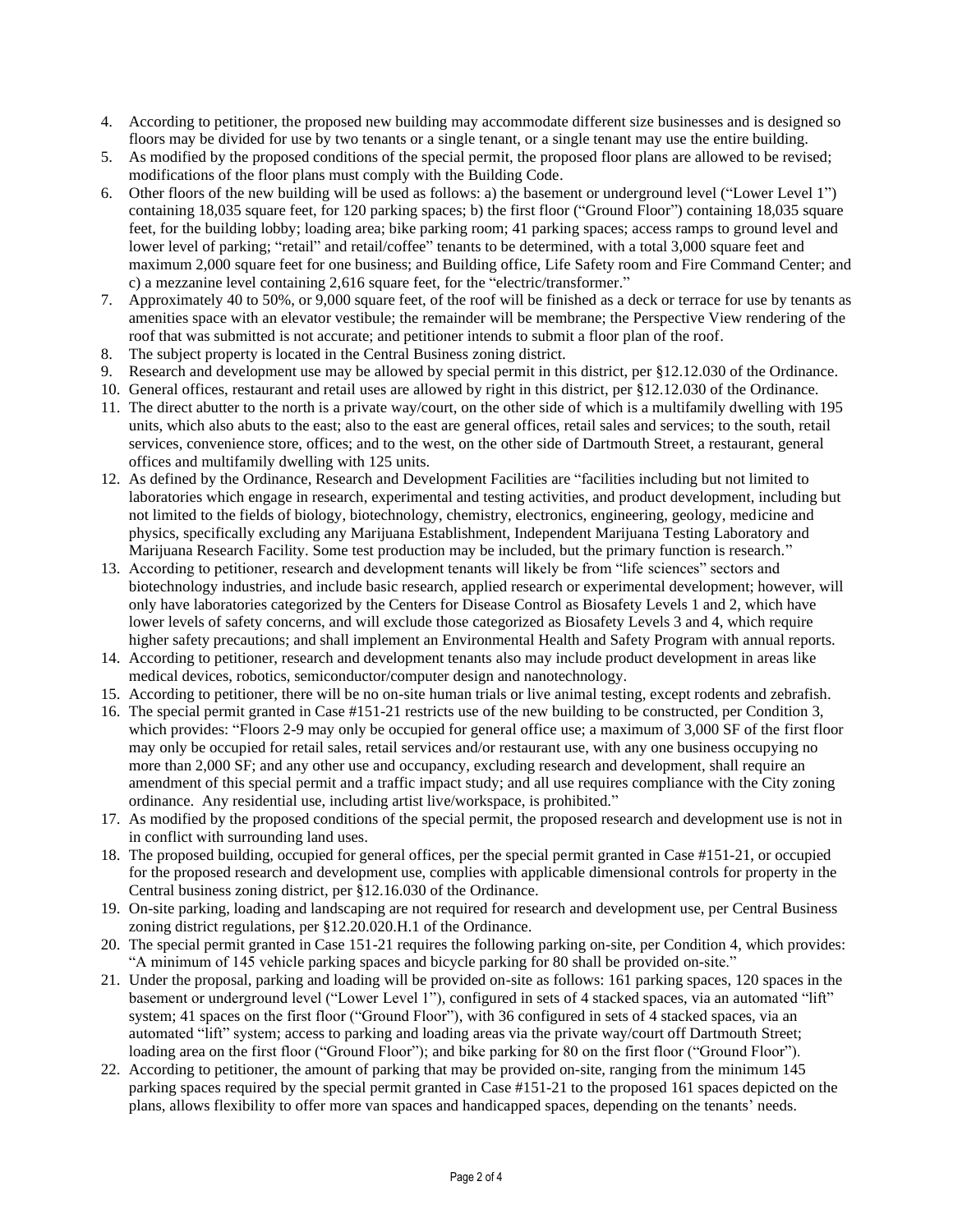4. According to petitioner, the proposed new building may accommodate different size businesses and is designed so floors may be divided for use by two tenants or a single tenant, or a single tenant may use the entire building.
5. As modified by the proposed conditions of the special permit, the proposed floor plans are allowed to be revised; modifications of the floor plans must comply with the Building Code.
6. Other floors of the new building will be used as follows: a) the basement or underground level ("Lower Level 1") containing 18,035 square feet, for 120 parking spaces; b) the first floor ("Ground Floor") containing 18,035 square feet, for the building lobby; loading area; bike parking room; 41 parking spaces; access ramps to ground level and lower level of parking; "retail" and retail/coffee" tenants to be determined, with a total 3,000 square feet and maximum 2,000 square feet for one business; and Building office, Life Safety room and Fire Command Center; and c) a mezzanine level containing 2,616 square feet, for the "electric/transformer."
7. Approximately 40 to 50%, or 9,000 square feet, of the roof will be finished as a deck or terrace for use by tenants as amenities space with an elevator vestibule; the remainder will be membrane; the Perspective View rendering of the roof that was submitted is not accurate; and petitioner intends to submit a floor plan of the roof.
8. The subject property is located in the Central Business zoning district.
9. Research and development use may be allowed by special permit in this district, per §12.12.030 of the Ordinance.
10. General offices, restaurant and retail uses are allowed by right in this district, per §12.12.030 of the Ordinance.
11. The direct abutter to the north is a private way/court, on the other side of which is a multifamily dwelling with 195 units, which also abuts to the east; also to the east are general offices, retail sales and services; to the south, retail services, convenience store, offices; and to the west, on the other side of Dartmouth Street, a restaurant, general offices and multifamily dwelling with 125 units.
12. As defined by the Ordinance, Research and Development Facilities are "facilities including but not limited to laboratories which engage in research, experimental and testing activities, and product development, including but not limited to the fields of biology, biotechnology, chemistry, electronics, engineering, geology, medicine and physics, specifically excluding any Marijuana Establishment, Independent Marijuana Testing Laboratory and Marijuana Research Facility. Some test production may be included, but the primary function is research."
13. According to petitioner, research and development tenants will likely be from "life sciences" sectors and biotechnology industries, and include basic research, applied research or experimental development; however, will only have laboratories categorized by the Centers for Disease Control as Biosafety Levels 1 and 2, which have lower levels of safety concerns, and will exclude those categorized as Biosafety Levels 3 and 4, which require higher safety precautions; and shall implement an Environmental Health and Safety Program with annual reports.
14. According to petitioner, research and development tenants also may include product development in areas like medical devices, robotics, semiconductor/computer design and nanotechnology.
15. According to petitioner, there will be no on-site human trials or live animal testing, except rodents and zebrafish.
16. The special permit granted in Case #151-21 restricts use of the new building to be constructed, per Condition 3, which provides: "Floors 2-9 may only be occupied for general office use; a maximum of 3,000 SF of the first floor may only be occupied for retail sales, retail services and/or restaurant use, with any one business occupying no more than 2,000 SF; and any other use and occupancy, excluding research and development, shall require an amendment of this special permit and a traffic impact study; and all use requires compliance with the City zoning ordinance. Any residential use, including artist live/workspace, is prohibited."
17. As modified by the proposed conditions of the special permit, the proposed research and development use is not in in conflict with surrounding land uses.
18. The proposed building, occupied for general offices, per the special permit granted in Case #151-21, or occupied for the proposed research and development use, complies with applicable dimensional controls for property in the Central business zoning district, per §12.16.030 of the Ordinance.
19. On-site parking, loading and landscaping are not required for research and development use, per Central Business zoning district regulations, per §12.20.020.H.1 of the Ordinance.
20. The special permit granted in Case 151-21 requires the following parking on-site, per Condition 4, which provides: "A minimum of 145 vehicle parking spaces and bicycle parking for 80 shall be provided on-site."
21. Under the proposal, parking and loading will be provided on-site as follows: 161 parking spaces, 120 spaces in the basement or underground level ("Lower Level 1"), configured in sets of 4 stacked spaces, via an automated "lift" system; 41 spaces on the first floor ("Ground Floor"), with 36 configured in sets of 4 stacked spaces, via an automated "lift" system; access to parking and loading areas via the private way/court off Dartmouth Street; loading area on the first floor ("Ground Floor"); and bike parking for 80 on the first floor ("Ground Floor").
22. According to petitioner, the amount of parking that may be provided on-site, ranging from the minimum 145 parking spaces required by the special permit granted in Case #151-21 to the proposed 161 spaces depicted on the plans, allows flexibility to offer more van spaces and handicapped spaces, depending on the tenants' needs.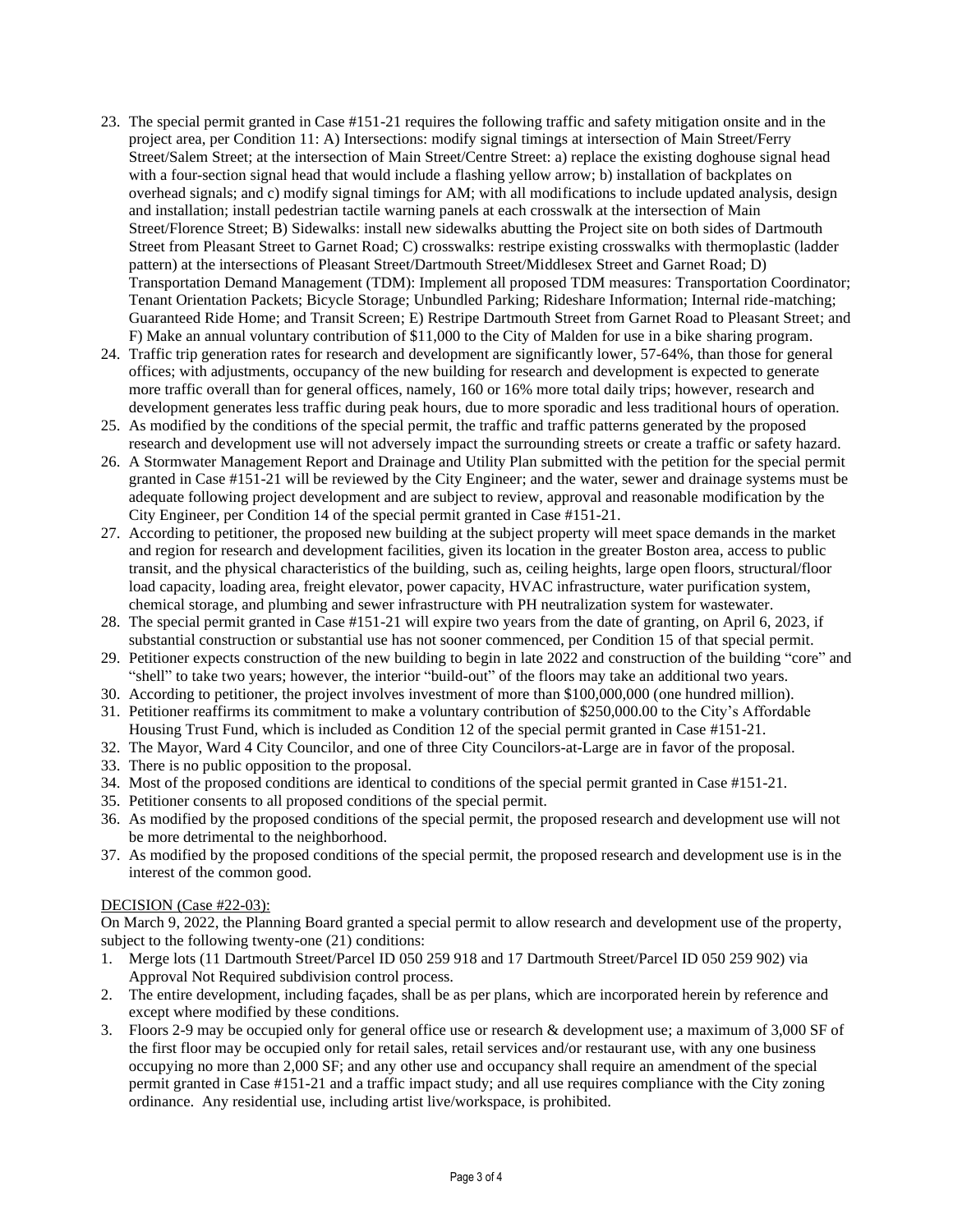23. The special permit granted in Case #151-21 requires the following traffic and safety mitigation onsite and in the project area, per Condition 11: A) Intersections: modify signal timings at intersection of Main Street/Ferry Street/Salem Street; at the intersection of Main Street/Centre Street: a) replace the existing doghouse signal head with a four-section signal head that would include a flashing yellow arrow; b) installation of backplates on overhead signals; and c) modify signal timings for AM; with all modifications to include updated analysis, design and installation; install pedestrian tactile warning panels at each crosswalk at the intersection of Main Street/Florence Street; B) Sidewalks: install new sidewalks abutting the Project site on both sides of Dartmouth Street from Pleasant Street to Garnet Road; C) crosswalks: restripe existing crosswalks with thermoplastic (ladder pattern) at the intersections of Pleasant Street/Dartmouth Street/Middlesex Street and Garnet Road; D) Transportation Demand Management (TDM): Implement all proposed TDM measures: Transportation Coordinator; Tenant Orientation Packets; Bicycle Storage; Unbundled Parking; Rideshare Information; Internal ride-matching; Guaranteed Ride Home; and Transit Screen; E) Restripe Dartmouth Street from Garnet Road to Pleasant Street; and F) Make an annual voluntary contribution of $11,000 to the City of Malden for use in a bike sharing program.
24. Traffic trip generation rates for research and development are significantly lower, 57-64%, than those for general offices; with adjustments, occupancy of the new building for research and development is expected to generate more traffic overall than for general offices, namely, 160 or 16% more total daily trips; however, research and development generates less traffic during peak hours, due to more sporadic and less traditional hours of operation.
25. As modified by the conditions of the special permit, the traffic and traffic patterns generated by the proposed research and development use will not adversely impact the surrounding streets or create a traffic or safety hazard.
26. A Stormwater Management Report and Drainage and Utility Plan submitted with the petition for the special permit granted in Case #151-21 will be reviewed by the City Engineer; and the water, sewer and drainage systems must be adequate following project development and are subject to review, approval and reasonable modification by the City Engineer, per Condition 14 of the special permit granted in Case #151-21.
27. According to petitioner, the proposed new building at the subject property will meet space demands in the market and region for research and development facilities, given its location in the greater Boston area, access to public transit, and the physical characteristics of the building, such as, ceiling heights, large open floors, structural/floor load capacity, loading area, freight elevator, power capacity, HVAC infrastructure, water purification system, chemical storage, and plumbing and sewer infrastructure with PH neutralization system for wastewater.
28. The special permit granted in Case #151-21 will expire two years from the date of granting, on April 6, 2023, if substantial construction or substantial use has not sooner commenced, per Condition 15 of that special permit.
29. Petitioner expects construction of the new building to begin in late 2022 and construction of the building "core" and "shell" to take two years; however, the interior "build-out" of the floors may take an additional two years.
30. According to petitioner, the project involves investment of more than $100,000,000 (one hundred million).
31. Petitioner reaffirms its commitment to make a voluntary contribution of $250,000.00 to the City's Affordable Housing Trust Fund, which is included as Condition 12 of the special permit granted in Case #151-21.
32. The Mayor, Ward 4 City Councilor, and one of three City Councilors-at-Large are in favor of the proposal.
33. There is no public opposition to the proposal.
34. Most of the proposed conditions are identical to conditions of the special permit granted in Case #151-21.
35. Petitioner consents to all proposed conditions of the special permit.
36. As modified by the proposed conditions of the special permit, the proposed research and development use will not be more detrimental to the neighborhood.
37. As modified by the proposed conditions of the special permit, the proposed research and development use is in the interest of the common good.

DECISION (Case #22-03):

On March 9, 2022, the Planning Board granted a special permit to allow research and development use of the property, subject to the following twenty-one (21) conditions:

1. Merge lots (11 Dartmouth Street/Parcel ID 050 259 918 and 17 Dartmouth Street/Parcel ID 050 259 902) via Approval Not Required subdivision control process.
2. The entire development, including façades, shall be as per plans, which are incorporated herein by reference and except where modified by these conditions.
3. Floors 2-9 may be occupied only for general office use or research & development use; a maximum of 3,000 SF of the first floor may be occupied only for retail sales, retail services and/or restaurant use, with any one business occupying no more than 2,000 SF; and any other use and occupancy shall require an amendment of the special permit granted in Case #151-21 and a traffic impact study; and all use requires compliance with the City zoning ordinance. Any residential use, including artist live/workspace, is prohibited.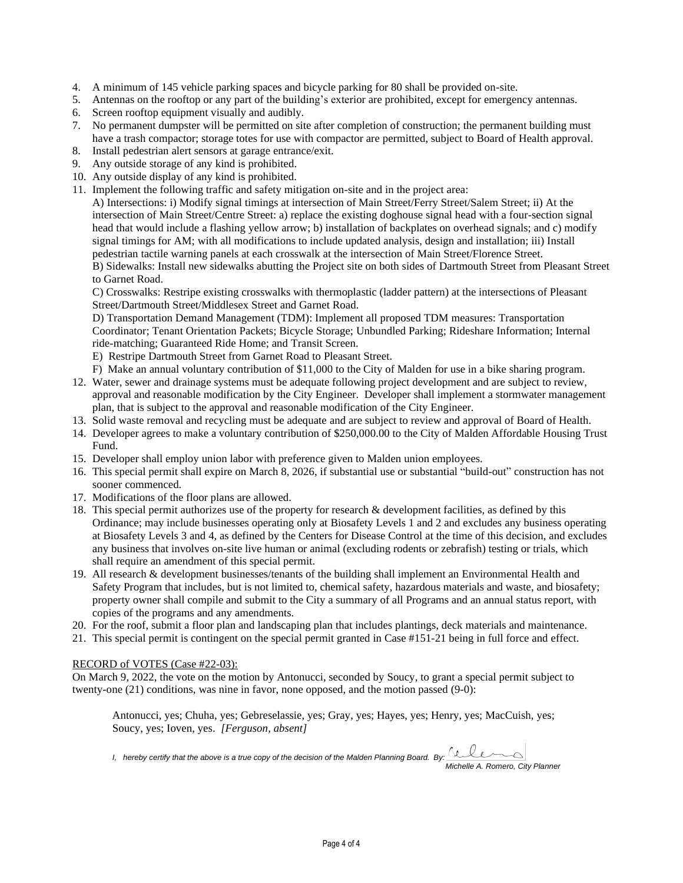4. A minimum of 145 vehicle parking spaces and bicycle parking for 80 shall be provided on-site.
5. Antennas on the rooftop or any part of the building's exterior are prohibited, except for emergency antennas.
6. Screen rooftop equipment visually and audibly.
7. No permanent dumpster will be permitted on site after completion of construction; the permanent building must have a trash compactor; storage totes for use with compactor are permitted, subject to Board of Health approval.
8. Install pedestrian alert sensors at garage entrance/exit.
9. Any outside storage of any kind is prohibited.
10. Any outside display of any kind is prohibited.
11. Implement the following traffic and safety mitigation on-site and in the project area:
    A) Intersections: i) Modify signal timings at intersection of Main Street/Ferry Street/Salem Street; ii) At the intersection of Main Street/Centre Street: a) replace the existing doghouse signal head with a four-section signal head that would include a flashing yellow arrow; b) installation of backplates on overhead signals; and c) modify signal timings for AM; with all modifications to include updated analysis, design and installation; iii) Install pedestrian tactile warning panels at each crosswalk at the intersection of Main Street/Florence Street.
    B) Sidewalks: Install new sidewalks abutting the Project site on both sides of Dartmouth Street from Pleasant Street to Garnet Road.
    C) Crosswalks: Restripe existing crosswalks with thermoplastic (ladder pattern) at the intersections of Pleasant Street/Dartmouth Street/Middlesex Street and Garnet Road.
    D) Transportation Demand Management (TDM): Implement all proposed TDM measures: Transportation Coordinator; Tenant Orientation Packets; Bicycle Storage; Unbundled Parking; Rideshare Information; Internal ride-matching; Guaranteed Ride Home; and Transit Screen.
    E) Restripe Dartmouth Street from Garnet Road to Pleasant Street.
    F) Make an annual voluntary contribution of $11,000 to the City of Malden for use in a bike sharing program.
12. Water, sewer and drainage systems must be adequate following project development and are subject to review, approval and reasonable modification by the City Engineer. Developer shall implement a stormwater management plan, that is subject to the approval and reasonable modification of the City Engineer.
13. Solid waste removal and recycling must be adequate and are subject to review and approval of Board of Health.
14. Developer agrees to make a voluntary contribution of $250,000.00 to the City of Malden Affordable Housing Trust Fund.
15. Developer shall employ union labor with preference given to Malden union employees.
16. This special permit shall expire on March 8, 2026, if substantial use or substantial "build-out" construction has not sooner commenced.
17. Modifications of the floor plans are allowed.
18. This special permit authorizes use of the property for research & development facilities, as defined by this Ordinance; may include businesses operating only at Biosafety Levels 1 and 2 and excludes any business operating at Biosafety Levels 3 and 4, as defined by the Centers for Disease Control at the time of this decision, and excludes any business that involves on-site live human or animal (excluding rodents or zebrafish) testing or trials, which shall require an amendment of this special permit.
19. All research & development businesses/tenants of the building shall implement an Environmental Health and Safety Program that includes, but is not limited to, chemical safety, hazardous materials and waste, and biosafety; property owner shall compile and submit to the City a summary of all Programs and an annual status report, with copies of the programs and any amendments.
20. For the roof, submit a floor plan and landscaping plan that includes plantings, deck materials and maintenance.
21. This special permit is contingent on the special permit granted in Case #151-21 being in full force and effect.

RECORD of VOTES (Case #22-03):

On March 9, 2022, the vote on the motion by Antonucci, seconded by Soucy, to grant a special permit subject to twenty-one (21) conditions, was nine in favor, none opposed, and the motion passed (9-0):

Antonucci, yes; Chuha, yes; Gebreselassie, yes; Gray, yes; Hayes, yes; Henry, yes; MacCuish, yes; Soucy, yes; Ioven, yes. *[Ferguson, absent]*

*I, hereby certify that the above is a true copy of the decision of the Malden Planning Board. By:*

*Michelle A. Romero, City Planner*